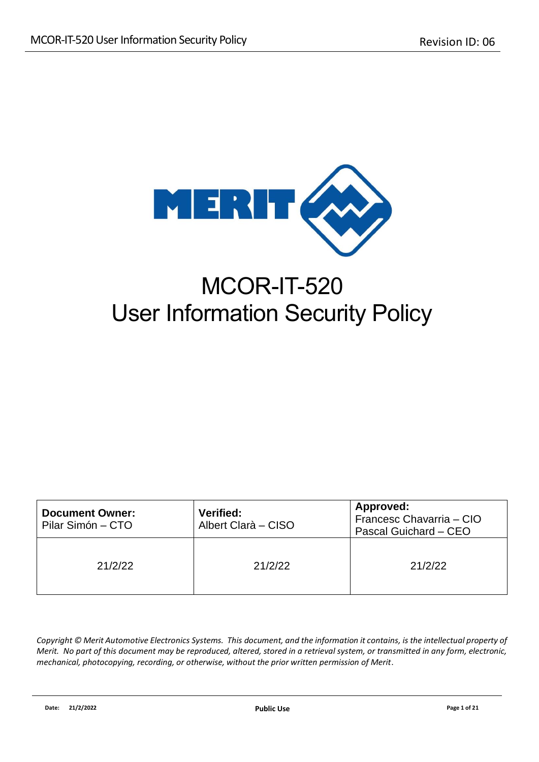# MCOR-IT-520
# User Information Security Policy

| **Document Owner:** Pilar Simón – CTO | **Verified:** Albert Clarà – CISO | **Approved:** Francesc Chavarria – CIO Pascal Guichard – CEO |
| --- | --- | --- |
| 21/2/22 | 21/2/22 | 21/2/22 |

*Copyright © Merit Automotive Electronics Systems. This document, and the information it contains, is the intellectual property of Merit. No part of this document may be reproduced, altered, stored in a retrieval system, or transmitted in any form, electronic, mechanical, photocopying, recording, or otherwise, without the prior written permission of Merit.*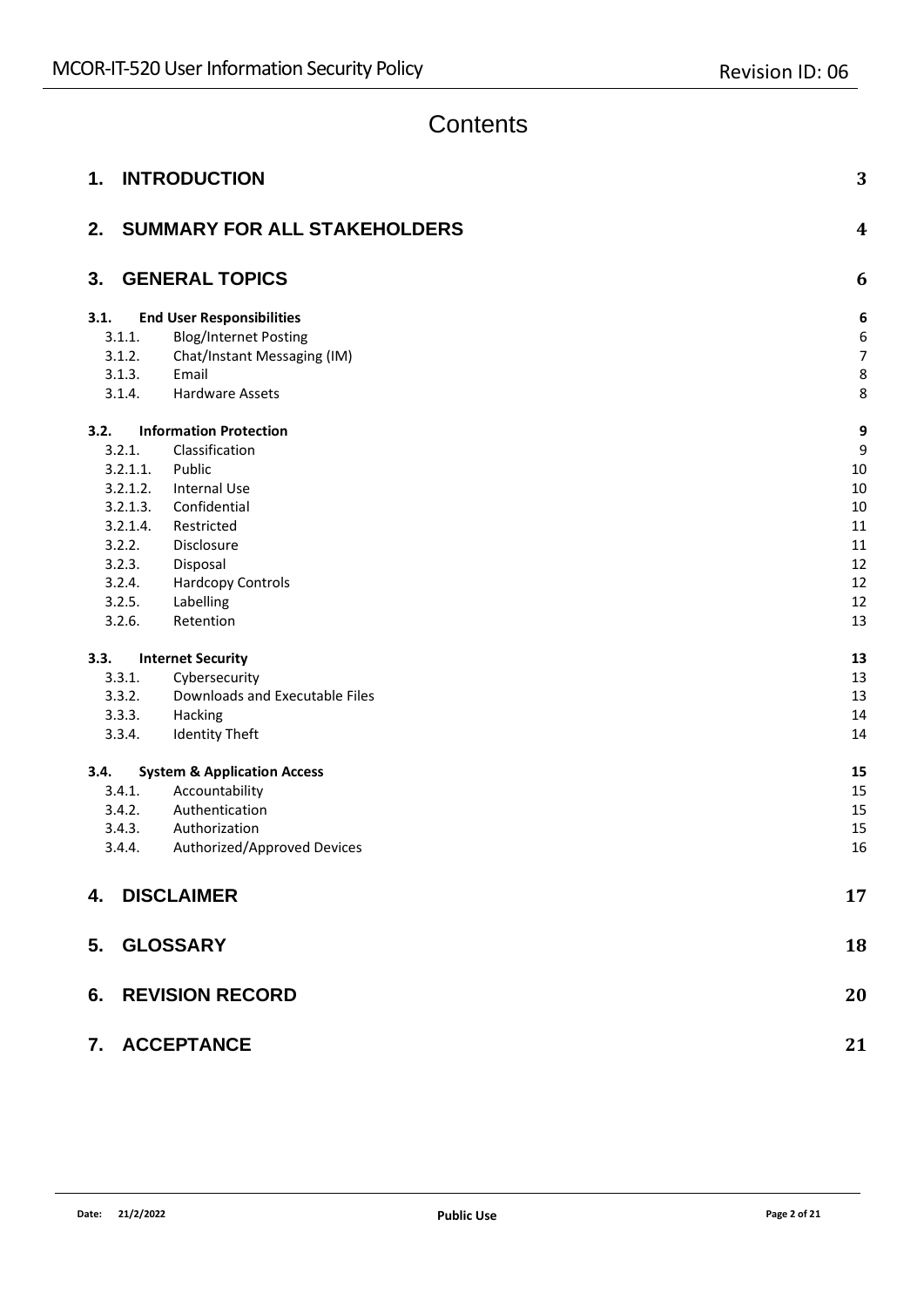# Contents

| | | |
|---|---|---|
| **1.** | **INTRODUCTION** | **3** |
| **2.** | **SUMMARY FOR ALL STAKEHOLDERS** | **4** |
| **3.** | **GENERAL TOPICS** | **6** |
| **3.1.** | **End User Responsibilities** | **6** |
| 3.1.1. | Blog/Internet Posting | 6 |
| 3.1.2. | Chat/Instant Messaging (IM) | 7 |
| 3.1.3. | Email | 8 |
| 3.1.4. | Hardware Assets | 8 |
| **3.2.** | **Information Protection** | **9** |
| 3.2.1. | Classification | 9 |
| 3.2.1.1. | Public | 10 |
| 3.2.1.2. | Internal Use | 10 |
| 3.2.1.3. | Confidential | 10 |
| 3.2.1.4. | Restricted | 11 |
| 3.2.2. | Disclosure | 11 |
| 3.2.3. | Disposal | 12 |
| 3.2.4. | Hardcopy Controls | 12 |
| 3.2.5. | Labelling | 12 |
| 3.2.6. | Retention | 13 |
| **3.3.** | **Internet Security** | **13** |
| 3.3.1. | Cybersecurity | 13 |
| 3.3.2. | Downloads and Executable Files | 13 |
| 3.3.3. | Hacking | 14 |
| 3.3.4. | Identity Theft | 14 |
| **3.4.** | **System & Application Access** | **15** |
| 3.4.1. | Accountability | 15 |
| 3.4.2. | Authentication | 15 |
| 3.4.3. | Authorization | 15 |
| 3.4.4. | Authorized/Approved Devices | 16 |
| **4.** | **DISCLAIMER** | **17** |
| **5.** | **GLOSSARY** | **18** |
| **6.** | **REVISION RECORD** | **20** |
| **7.** | **ACCEPTANCE** | **21** |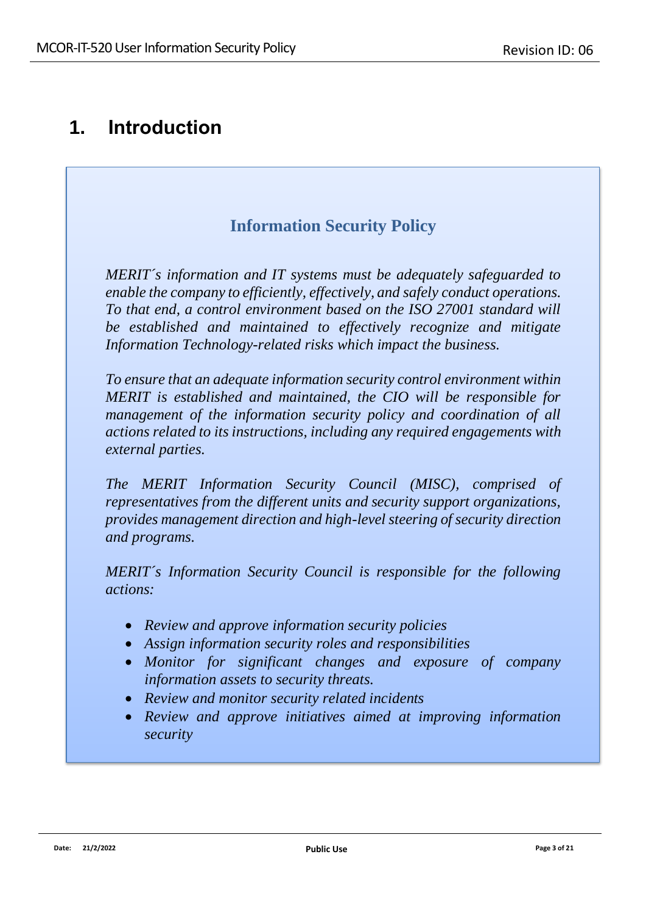# 1. Introduction

## Information Security Policy

*MERIT´s information and IT systems must be adequately safeguarded to enable the company to efficiently, effectively, and safely conduct operations. To that end, a control environment based on the ISO 27001 standard will be established and maintained to effectively recognize and mitigate Information Technology-related risks which impact the business.*

*To ensure that an adequate information security control environment within MERIT is established and maintained, the CIO will be responsible for management of the information security policy and coordination of all actions related to its instructions, including any required engagements with external parties.*

*The MERIT Information Security Council (MISC), comprised of representatives from the different units and security support organizations, provides management direction and high-level steering of security direction and programs.*

*MERIT´s Information Security Council is responsible for the following actions:*

- *Review and approve information security policies*
- *Assign information security roles and responsibilities*
- *Monitor for significant changes and exposure of company information assets to security threats.*
- *Review and monitor security related incidents*
- *Review and approve initiatives aimed at improving information security*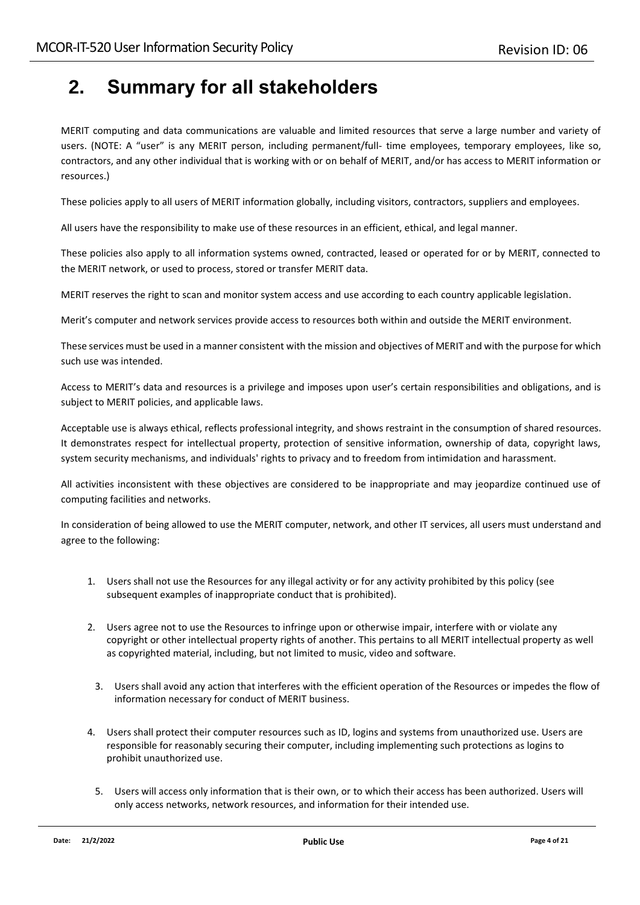# 2. Summary for all stakeholders

MERIT computing and data communications are valuable and limited resources that serve a large number and variety of users. (NOTE: A "user" is any MERIT person, including permanent/full- time employees, temporary employees, like so, contractors, and any other individual that is working with or on behalf of MERIT, and/or has access to MERIT information or resources.)

These policies apply to all users of MERIT information globally, including visitors, contractors, suppliers and employees.

All users have the responsibility to make use of these resources in an efficient, ethical, and legal manner.

These policies also apply to all information systems owned, contracted, leased or operated for or by MERIT, connected to the MERIT network, or used to process, stored or transfer MERIT data.

MERIT reserves the right to scan and monitor system access and use according to each country applicable legislation.

Merit's computer and network services provide access to resources both within and outside the MERIT environment.

These services must be used in a manner consistent with the mission and objectives of MERIT and with the purpose for which such use was intended.

Access to MERIT's data and resources is a privilege and imposes upon user's certain responsibilities and obligations, and is subject to MERIT policies, and applicable laws.

Acceptable use is always ethical, reflects professional integrity, and shows restraint in the consumption of shared resources. It demonstrates respect for intellectual property, protection of sensitive information, ownership of data, copyright laws, system security mechanisms, and individuals' rights to privacy and to freedom from intimidation and harassment.

All activities inconsistent with these objectives are considered to be inappropriate and may jeopardize continued use of computing facilities and networks.

In consideration of being allowed to use the MERIT computer, network, and other IT services, all users must understand and agree to the following:

1. Users shall not use the Resources for any illegal activity or for any activity prohibited by this policy (see subsequent examples of inappropriate conduct that is prohibited).
2. Users agree not to use the Resources to infringe upon or otherwise impair, interfere with or violate any copyright or other intellectual property rights of another. This pertains to all MERIT intellectual property as well as copyrighted material, including, but not limited to music, video and software.
3. Users shall avoid any action that interferes with the efficient operation of the Resources or impedes the flow of information necessary for conduct of MERIT business.
4. Users shall protect their computer resources such as ID, logins and systems from unauthorized use. Users are responsible for reasonably securing their computer, including implementing such protections as logins to prohibit unauthorized use.
5. Users will access only information that is their own, or to which their access has been authorized. Users will only access networks, network resources, and information for their intended use.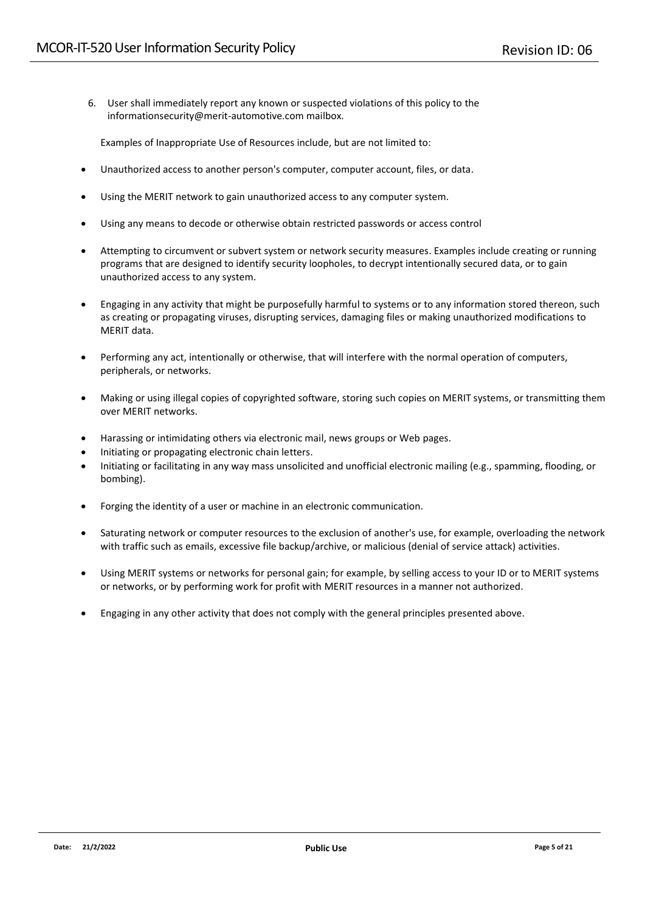6. User shall immediately report any known or suspected violations of this policy to the informationsecurity@merit-automotive.com mailbox.

Examples of Inappropriate Use of Resources include, but are not limited to:

- Unauthorized access to another person's computer, computer account, files, or data.
- Using the MERIT network to gain unauthorized access to any computer system.
- Using any means to decode or otherwise obtain restricted passwords or access control
- Attempting to circumvent or subvert system or network security measures. Examples include creating or running programs that are designed to identify security loopholes, to decrypt intentionally secured data, or to gain unauthorized access to any system.
- Engaging in any activity that might be purposefully harmful to systems or to any information stored thereon, such as creating or propagating viruses, disrupting services, damaging files or making unauthorized modifications to MERIT data.
- Performing any act, intentionally or otherwise, that will interfere with the normal operation of computers, peripherals, or networks.
- Making or using illegal copies of copyrighted software, storing such copies on MERIT systems, or transmitting them over MERIT networks.
- Harassing or intimidating others via electronic mail, news groups or Web pages.
- Initiating or propagating electronic chain letters.
- Initiating or facilitating in any way mass unsolicited and unofficial electronic mailing (e.g., spamming, flooding, or bombing).
- Forging the identity of a user or machine in an electronic communication.
- Saturating network or computer resources to the exclusion of another's use, for example, overloading the network with traffic such as emails, excessive file backup/archive, or malicious (denial of service attack) activities.
- Using MERIT systems or networks for personal gain; for example, by selling access to your ID or to MERIT systems or networks, or by performing work for profit with MERIT resources in a manner not authorized.
- Engaging in any other activity that does not comply with the general principles presented above.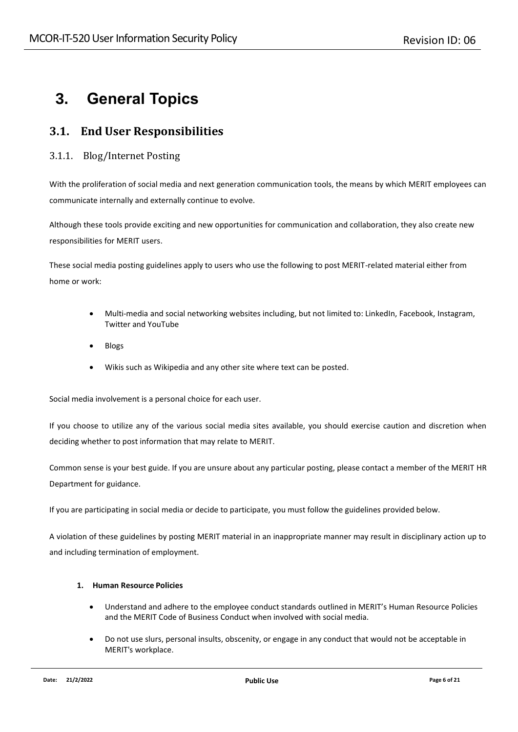# 3. General Topics

## 3.1. End User Responsibilities

### 3.1.1. Blog/Internet Posting

With the proliferation of social media and next generation communication tools, the means by which MERIT employees can communicate internally and externally continue to evolve.

Although these tools provide exciting and new opportunities for communication and collaboration, they also create new responsibilities for MERIT users.

These social media posting guidelines apply to users who use the following to post MERIT-related material either from home or work:

- Multi-media and social networking websites including, but not limited to: LinkedIn, Facebook, Instagram, Twitter and YouTube
- Blogs
- Wikis such as Wikipedia and any other site where text can be posted.

Social media involvement is a personal choice for each user.

If you choose to utilize any of the various social media sites available, you should exercise caution and discretion when deciding whether to post information that may relate to MERIT.

Common sense is your best guide. If you are unsure about any particular posting, please contact a member of the MERIT HR Department for guidance.

If you are participating in social media or decide to participate, you must follow the guidelines provided below.

A violation of these guidelines by posting MERIT material in an inappropriate manner may result in disciplinary action up to and including termination of employment.

1. **Human Resource Policies**

   - Understand and adhere to the employee conduct standards outlined in MERIT's Human Resource Policies and the MERIT Code of Business Conduct when involved with social media.
   - Do not use slurs, personal insults, obscenity, or engage in any conduct that would not be acceptable in MERIT's workplace.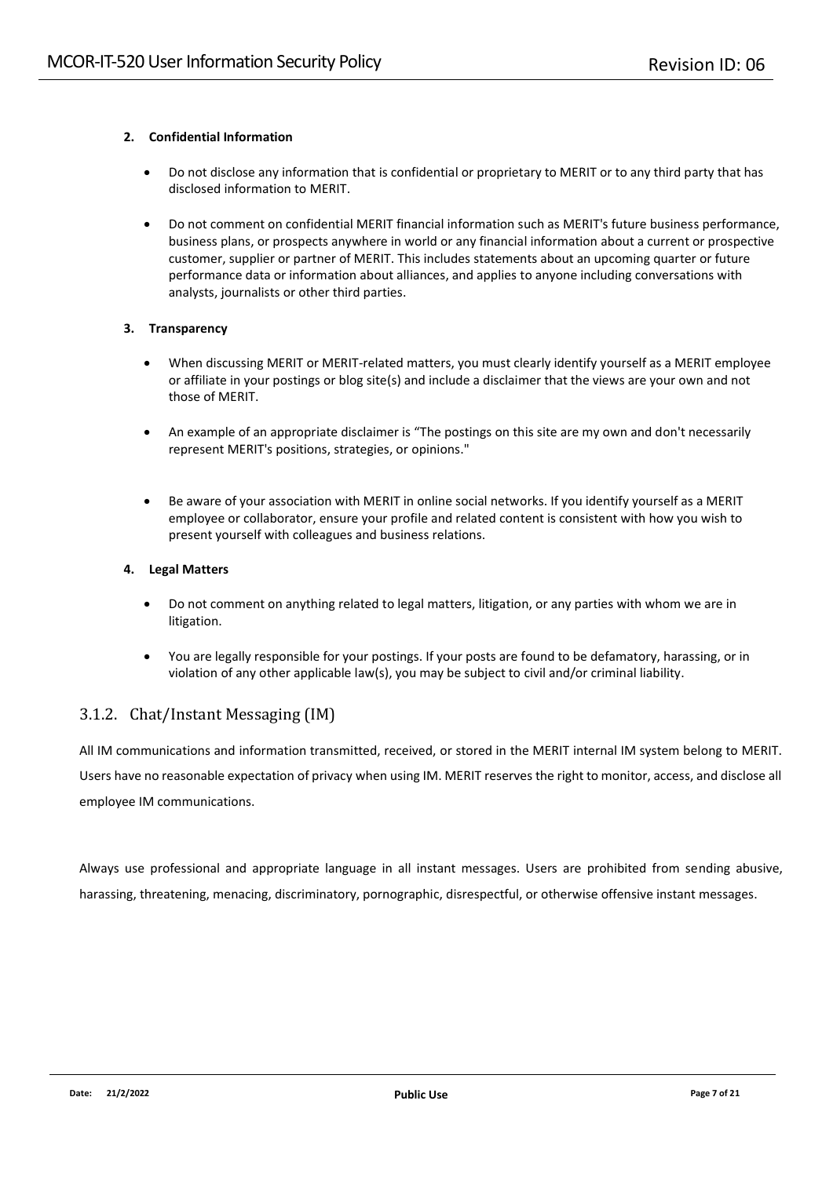**2. Confidential Information**

- Do not disclose any information that is confidential or proprietary to MERIT or to any third party that has disclosed information to MERIT.
- Do not comment on confidential MERIT financial information such as MERIT's future business performance, business plans, or prospects anywhere in world or any financial information about a current or prospective customer, supplier or partner of MERIT. This includes statements about an upcoming quarter or future performance data or information about alliances, and applies to anyone including conversations with analysts, journalists or other third parties.

**3. Transparency**

- When discussing MERIT or MERIT-related matters, you must clearly identify yourself as a MERIT employee or affiliate in your postings or blog site(s) and include a disclaimer that the views are your own and not those of MERIT.
- An example of an appropriate disclaimer is "The postings on this site are my own and don't necessarily represent MERIT's positions, strategies, or opinions."
- Be aware of your association with MERIT in online social networks. If you identify yourself as a MERIT employee or collaborator, ensure your profile and related content is consistent with how you wish to present yourself with colleagues and business relations.

**4. Legal Matters**

- Do not comment on anything related to legal matters, litigation, or any parties with whom we are in litigation.
- You are legally responsible for your postings. If your posts are found to be defamatory, harassing, or in violation of any other applicable law(s), you may be subject to civil and/or criminal liability.

### 3.1.2. Chat/Instant Messaging (IM)

All IM communications and information transmitted, received, or stored in the MERIT internal IM system belong to MERIT. Users have no reasonable expectation of privacy when using IM. MERIT reserves the right to monitor, access, and disclose all employee IM communications.

Always use professional and appropriate language in all instant messages. Users are prohibited from sending abusive, harassing, threatening, menacing, discriminatory, pornographic, disrespectful, or otherwise offensive instant messages.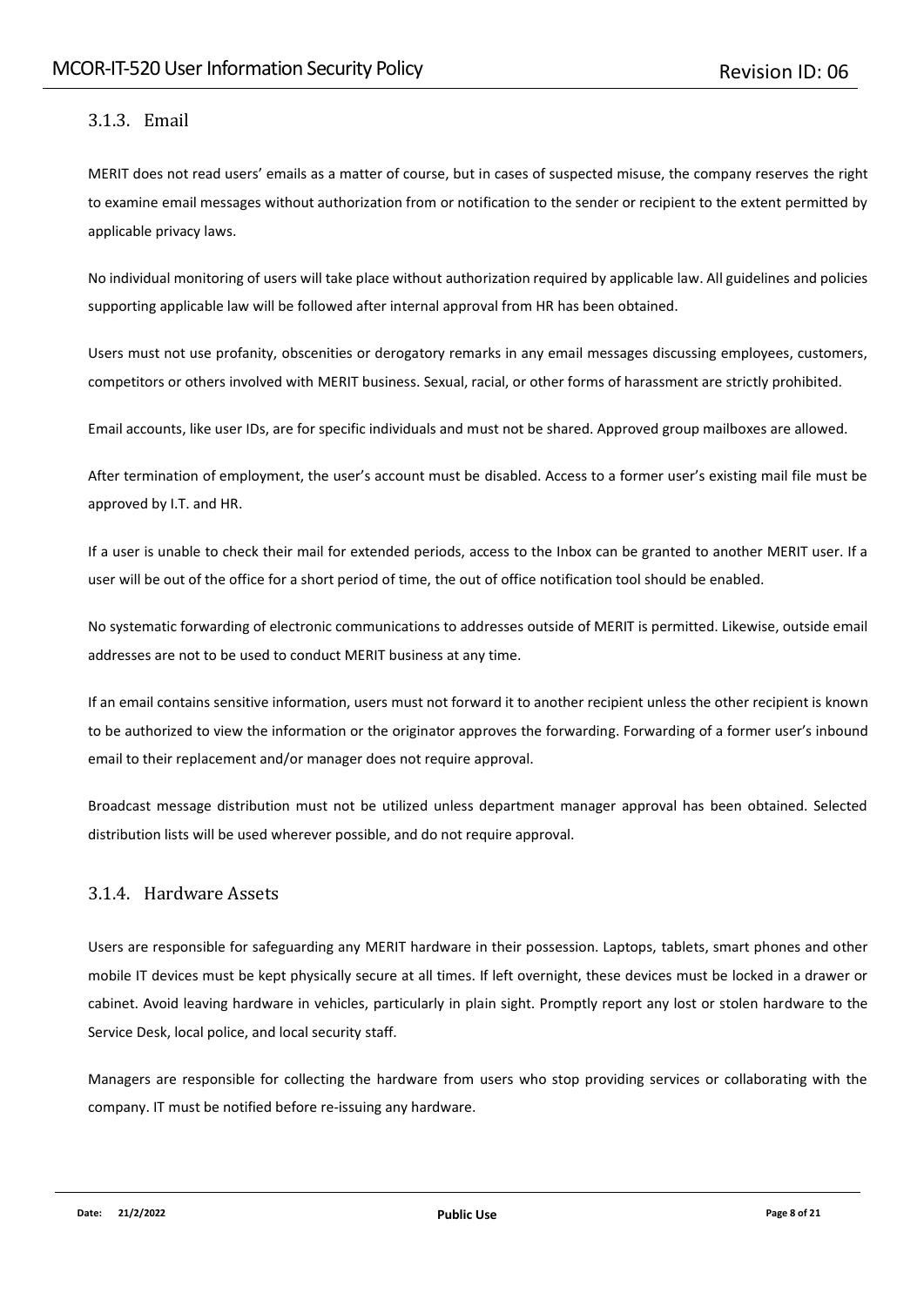### 3.1.3. Email

MERIT does not read users' emails as a matter of course, but in cases of suspected misuse, the company reserves the right to examine email messages without authorization from or notification to the sender or recipient to the extent permitted by applicable privacy laws.

No individual monitoring of users will take place without authorization required by applicable law. All guidelines and policies supporting applicable law will be followed after internal approval from HR has been obtained.

Users must not use profanity, obscenities or derogatory remarks in any email messages discussing employees, customers, competitors or others involved with MERIT business. Sexual, racial, or other forms of harassment are strictly prohibited.

Email accounts, like user IDs, are for specific individuals and must not be shared. Approved group mailboxes are allowed.

After termination of employment, the user's account must be disabled. Access to a former user's existing mail file must be approved by I.T. and HR.

If a user is unable to check their mail for extended periods, access to the Inbox can be granted to another MERIT user. If a user will be out of the office for a short period of time, the out of office notification tool should be enabled.

No systematic forwarding of electronic communications to addresses outside of MERIT is permitted. Likewise, outside email addresses are not to be used to conduct MERIT business at any time.

If an email contains sensitive information, users must not forward it to another recipient unless the other recipient is known to be authorized to view the information or the originator approves the forwarding. Forwarding of a former user's inbound email to their replacement and/or manager does not require approval.

Broadcast message distribution must not be utilized unless department manager approval has been obtained. Selected distribution lists will be used wherever possible, and do not require approval.

### 3.1.4. Hardware Assets

Users are responsible for safeguarding any MERIT hardware in their possession. Laptops, tablets, smart phones and other mobile IT devices must be kept physically secure at all times. If left overnight, these devices must be locked in a drawer or cabinet. Avoid leaving hardware in vehicles, particularly in plain sight. Promptly report any lost or stolen hardware to the Service Desk, local police, and local security staff.

Managers are responsible for collecting the hardware from users who stop providing services or collaborating with the company. IT must be notified before re-issuing any hardware.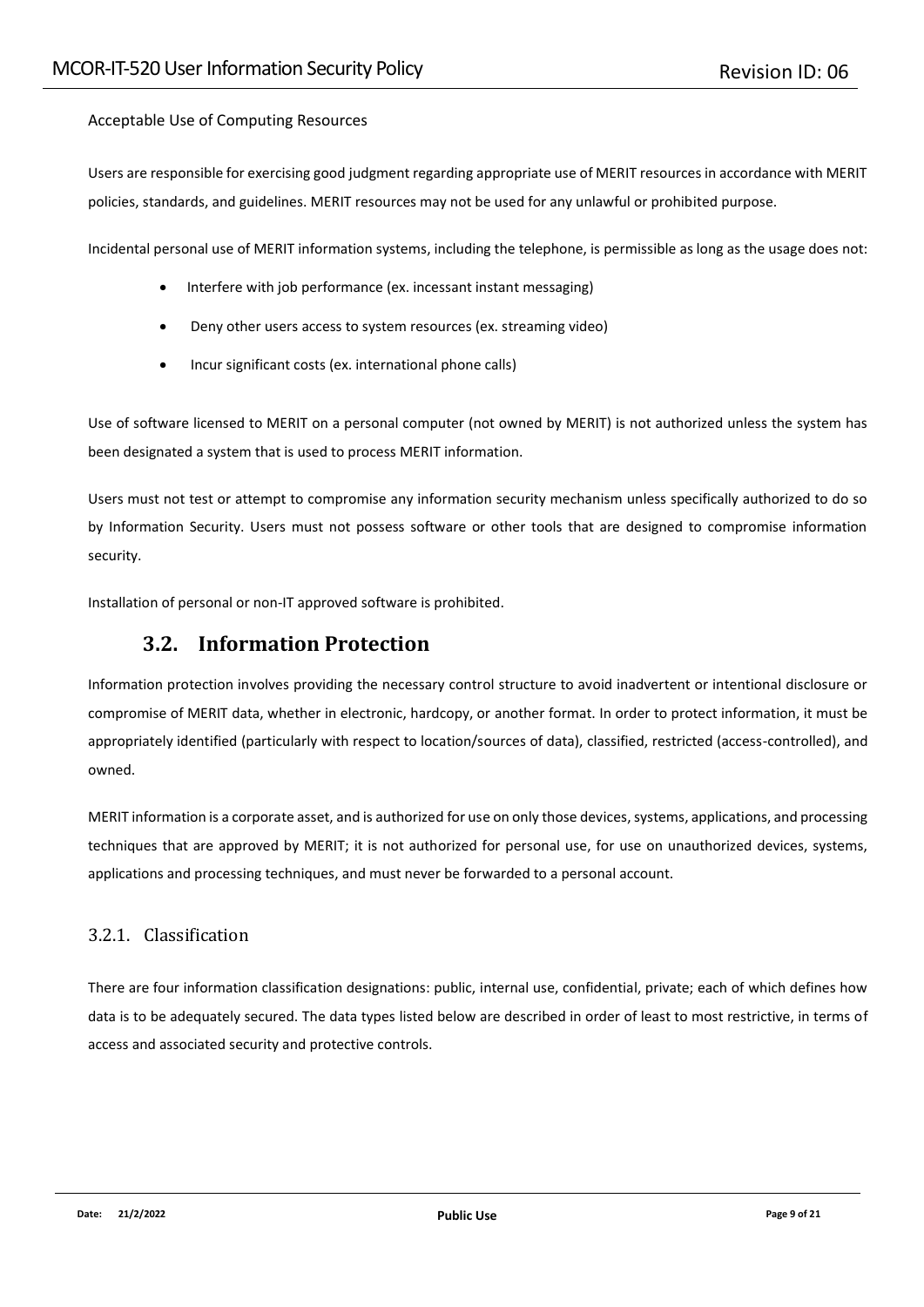Acceptable Use of Computing Resources

Users are responsible for exercising good judgment regarding appropriate use of MERIT resources in accordance with MERIT policies, standards, and guidelines. MERIT resources may not be used for any unlawful or prohibited purpose.

Incidental personal use of MERIT information systems, including the telephone, is permissible as long as the usage does not:

- Interfere with job performance (ex. incessant instant messaging)
- Deny other users access to system resources (ex. streaming video)
- Incur significant costs (ex. international phone calls)

Use of software licensed to MERIT on a personal computer (not owned by MERIT) is not authorized unless the system has been designated a system that is used to process MERIT information.

Users must not test or attempt to compromise any information security mechanism unless specifically authorized to do so by Information Security. Users must not possess software or other tools that are designed to compromise information security.

Installation of personal or non-IT approved software is prohibited.

## 3.2. Information Protection

Information protection involves providing the necessary control structure to avoid inadvertent or intentional disclosure or compromise of MERIT data, whether in electronic, hardcopy, or another format. In order to protect information, it must be appropriately identified (particularly with respect to location/sources of data), classified, restricted (access-controlled), and owned.

MERIT information is a corporate asset, and is authorized for use on only those devices, systems, applications, and processing techniques that are approved by MERIT; it is not authorized for personal use, for use on unauthorized devices, systems, applications and processing techniques, and must never be forwarded to a personal account.

### 3.2.1. Classification

There are four information classification designations: public, internal use, confidential, private; each of which defines how data is to be adequately secured. The data types listed below are described in order of least to most restrictive, in terms of access and associated security and protective controls.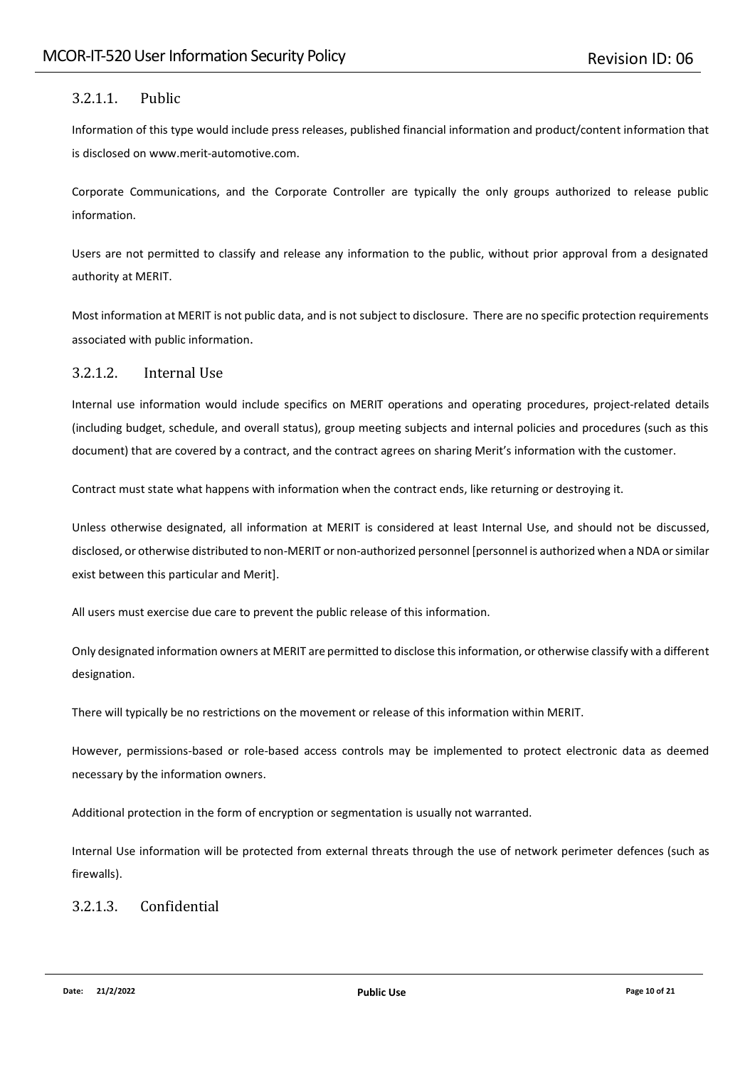#### 3.2.1.1. Public

Information of this type would include press releases, published financial information and product/content information that is disclosed on www.merit-automotive.com.

Corporate Communications, and the Corporate Controller are typically the only groups authorized to release public information.

Users are not permitted to classify and release any information to the public, without prior approval from a designated authority at MERIT.

Most information at MERIT is not public data, and is not subject to disclosure. There are no specific protection requirements associated with public information.

#### 3.2.1.2. Internal Use

Internal use information would include specifics on MERIT operations and operating procedures, project-related details (including budget, schedule, and overall status), group meeting subjects and internal policies and procedures (such as this document) that are covered by a contract, and the contract agrees on sharing Merit's information with the customer.

Contract must state what happens with information when the contract ends, like returning or destroying it.

Unless otherwise designated, all information at MERIT is considered at least Internal Use, and should not be discussed, disclosed, or otherwise distributed to non-MERIT or non-authorized personnel [personnel is authorized when a NDA or similar exist between this particular and Merit].

All users must exercise due care to prevent the public release of this information.

Only designated information owners at MERIT are permitted to disclose this information, or otherwise classify with a different designation.

There will typically be no restrictions on the movement or release of this information within MERIT.

However, permissions-based or role-based access controls may be implemented to protect electronic data as deemed necessary by the information owners.

Additional protection in the form of encryption or segmentation is usually not warranted.

Internal Use information will be protected from external threats through the use of network perimeter defences (such as firewalls).

#### 3.2.1.3. Confidential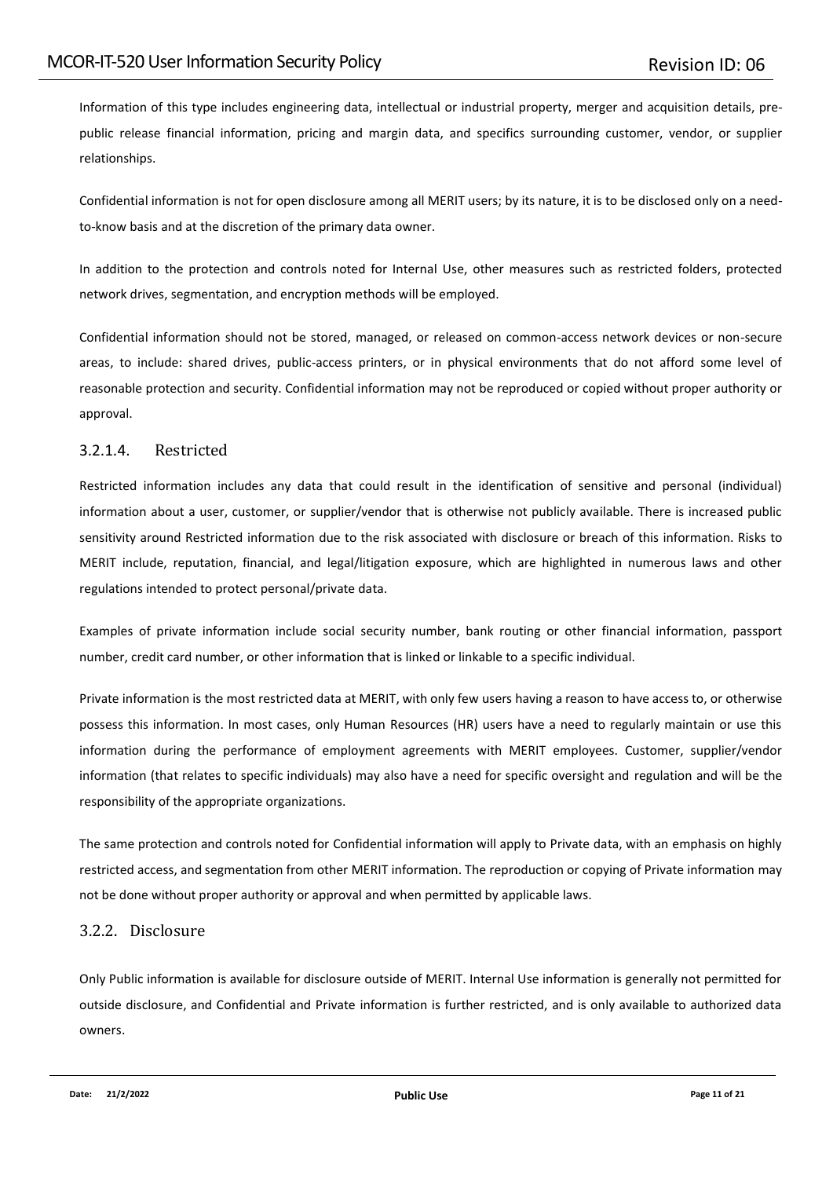Information of this type includes engineering data, intellectual or industrial property, merger and acquisition details, pre-public release financial information, pricing and margin data, and specifics surrounding customer, vendor, or supplier relationships.

Confidential information is not for open disclosure among all MERIT users; by its nature, it is to be disclosed only on a need-to-know basis and at the discretion of the primary data owner.

In addition to the protection and controls noted for Internal Use, other measures such as restricted folders, protected network drives, segmentation, and encryption methods will be employed.

Confidential information should not be stored, managed, or released on common-access network devices or non-secure areas, to include: shared drives, public-access printers, or in physical environments that do not afford some level of reasonable protection and security. Confidential information may not be reproduced or copied without proper authority or approval.

#### 3.2.1.4. Restricted

Restricted information includes any data that could result in the identification of sensitive and personal (individual) information about a user, customer, or supplier/vendor that is otherwise not publicly available. There is increased public sensitivity around Restricted information due to the risk associated with disclosure or breach of this information. Risks to MERIT include, reputation, financial, and legal/litigation exposure, which are highlighted in numerous laws and other regulations intended to protect personal/private data.

Examples of private information include social security number, bank routing or other financial information, passport number, credit card number, or other information that is linked or linkable to a specific individual.

Private information is the most restricted data at MERIT, with only few users having a reason to have access to, or otherwise possess this information. In most cases, only Human Resources (HR) users have a need to regularly maintain or use this information during the performance of employment agreements with MERIT employees. Customer, supplier/vendor information (that relates to specific individuals) may also have a need for specific oversight and regulation and will be the responsibility of the appropriate organizations.

The same protection and controls noted for Confidential information will apply to Private data, with an emphasis on highly restricted access, and segmentation from other MERIT information. The reproduction or copying of Private information may not be done without proper authority or approval and when permitted by applicable laws.

### 3.2.2. Disclosure

Only Public information is available for disclosure outside of MERIT. Internal Use information is generally not permitted for outside disclosure, and Confidential and Private information is further restricted, and is only available to authorized data owners.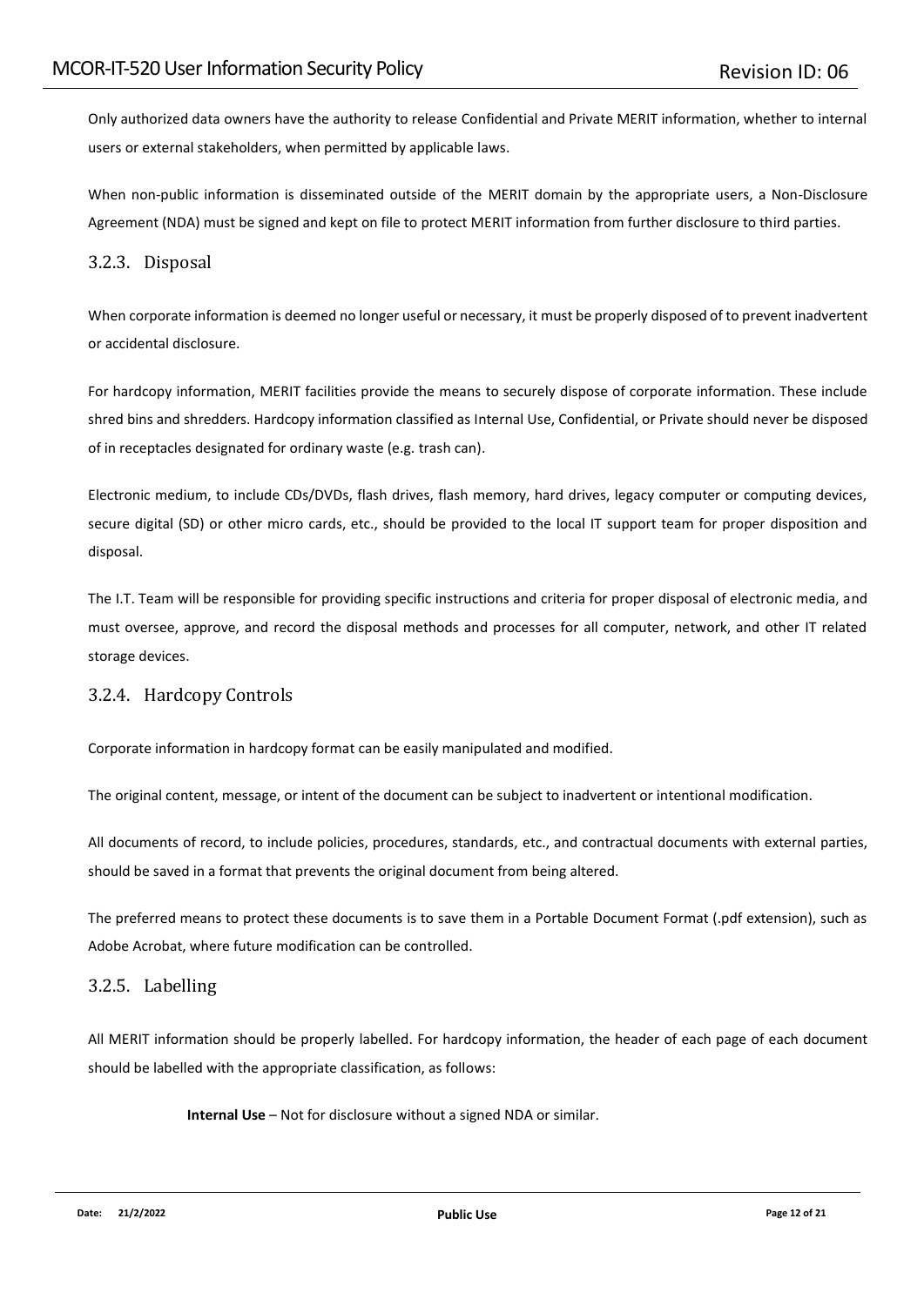Only authorized data owners have the authority to release Confidential and Private MERIT information, whether to internal users or external stakeholders, when permitted by applicable laws.

When non-public information is disseminated outside of the MERIT domain by the appropriate users, a Non-Disclosure Agreement (NDA) must be signed and kept on file to protect MERIT information from further disclosure to third parties.

### 3.2.3. Disposal

When corporate information is deemed no longer useful or necessary, it must be properly disposed of to prevent inadvertent or accidental disclosure.

For hardcopy information, MERIT facilities provide the means to securely dispose of corporate information. These include shred bins and shredders. Hardcopy information classified as Internal Use, Confidential, or Private should never be disposed of in receptacles designated for ordinary waste (e.g. trash can).

Electronic medium, to include CDs/DVDs, flash drives, flash memory, hard drives, legacy computer or computing devices, secure digital (SD) or other micro cards, etc., should be provided to the local IT support team for proper disposition and disposal.

The I.T. Team will be responsible for providing specific instructions and criteria for proper disposal of electronic media, and must oversee, approve, and record the disposal methods and processes for all computer, network, and other IT related storage devices.

### 3.2.4. Hardcopy Controls

Corporate information in hardcopy format can be easily manipulated and modified.

The original content, message, or intent of the document can be subject to inadvertent or intentional modification.

All documents of record, to include policies, procedures, standards, etc., and contractual documents with external parties, should be saved in a format that prevents the original document from being altered.

The preferred means to protect these documents is to save them in a Portable Document Format (.pdf extension), such as Adobe Acrobat, where future modification can be controlled.

### 3.2.5. Labelling

All MERIT information should be properly labelled. For hardcopy information, the header of each page of each document should be labelled with the appropriate classification, as follows:

**Internal Use** – Not for disclosure without a signed NDA or similar.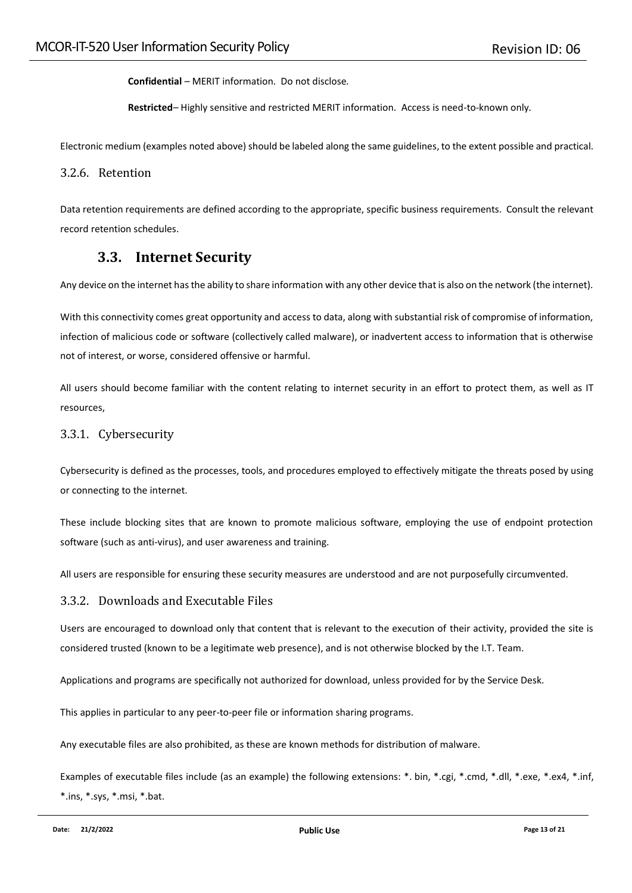**Confidential** – MERIT information. Do not disclose.

**Restricted**– Highly sensitive and restricted MERIT information. Access is need-to-known only.

Electronic medium (examples noted above) should be labeled along the same guidelines, to the extent possible and practical.

### 3.2.6. Retention

Data retention requirements are defined according to the appropriate, specific business requirements. Consult the relevant record retention schedules.

## 3.3. Internet Security

Any device on the internet has the ability to share information with any other device that is also on the network (the internet).

With this connectivity comes great opportunity and access to data, along with substantial risk of compromise of information, infection of malicious code or software (collectively called malware), or inadvertent access to information that is otherwise not of interest, or worse, considered offensive or harmful.

All users should become familiar with the content relating to internet security in an effort to protect them, as well as IT resources,

### 3.3.1. Cybersecurity

Cybersecurity is defined as the processes, tools, and procedures employed to effectively mitigate the threats posed by using or connecting to the internet.

These include blocking sites that are known to promote malicious software, employing the use of endpoint protection software (such as anti-virus), and user awareness and training.

All users are responsible for ensuring these security measures are understood and are not purposefully circumvented.

### 3.3.2. Downloads and Executable Files

Users are encouraged to download only that content that is relevant to the execution of their activity, provided the site is considered trusted (known to be a legitimate web presence), and is not otherwise blocked by the I.T. Team.

Applications and programs are specifically not authorized for download, unless provided for by the Service Desk.

This applies in particular to any peer-to-peer file or information sharing programs.

Any executable files are also prohibited, as these are known methods for distribution of malware.

Examples of executable files include (as an example) the following extensions: *. bin, *.cgi, *.cmd, *.dll, *.exe, *.ex4, *.inf, *.ins, *.sys, *.msi, *.bat.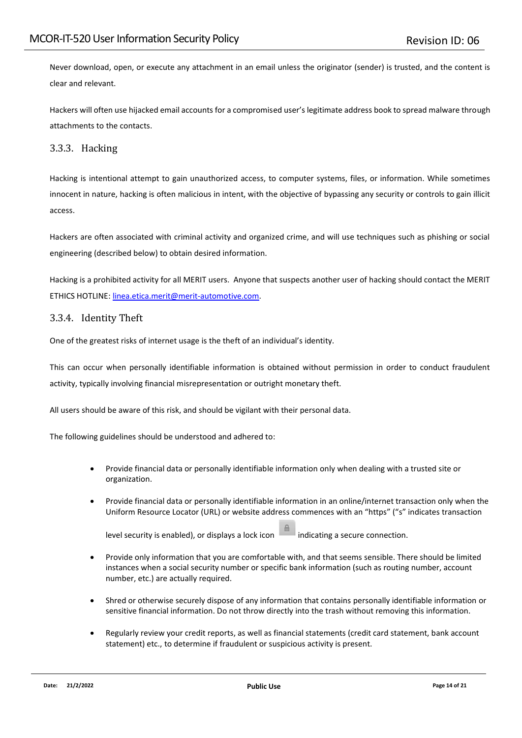Never download, open, or execute any attachment in an email unless the originator (sender) is trusted, and the content is clear and relevant.

Hackers will often use hijacked email accounts for a compromised user's legitimate address book to spread malware through attachments to the contacts.

### 3.3.3. Hacking

Hacking is intentional attempt to gain unauthorized access, to computer systems, files, or information. While sometimes innocent in nature, hacking is often malicious in intent, with the objective of bypassing any security or controls to gain illicit access.

Hackers are often associated with criminal activity and organized crime, and will use techniques such as phishing or social engineering (described below) to obtain desired information.

Hacking is a prohibited activity for all MERIT users. Anyone that suspects another user of hacking should contact the MERIT ETHICS HOTLINE: linea.etica.merit@merit-automotive.com.

### 3.3.4. Identity Theft

One of the greatest risks of internet usage is the theft of an individual's identity.

This can occur when personally identifiable information is obtained without permission in order to conduct fraudulent activity, typically involving financial misrepresentation or outright monetary theft.

All users should be aware of this risk, and should be vigilant with their personal data.

The following guidelines should be understood and adhered to:

- Provide financial data or personally identifiable information only when dealing with a trusted site or organization.
- Provide financial data or personally identifiable information in an online/internet transaction only when the Uniform Resource Locator (URL) or website address commences with an "https" ("s" indicates transaction level security is enabled), or displays a lock icon indicating a secure connection.
- Provide only information that you are comfortable with, and that seems sensible. There should be limited instances when a social security number or specific bank information (such as routing number, account number, etc.) are actually required.
- Shred or otherwise securely dispose of any information that contains personally identifiable information or sensitive financial information. Do not throw directly into the trash without removing this information.
- Regularly review your credit reports, as well as financial statements (credit card statement, bank account statement) etc., to determine if fraudulent or suspicious activity is present.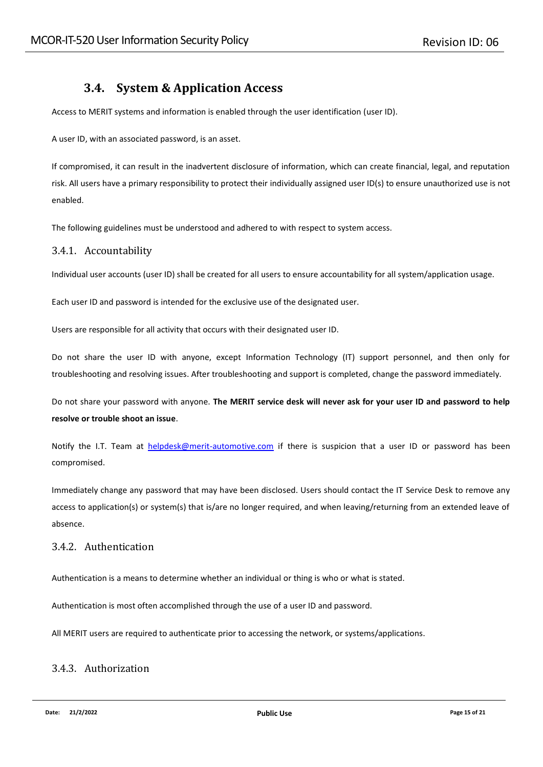## 3.4. System & Application Access

Access to MERIT systems and information is enabled through the user identification (user ID).

A user ID, with an associated password, is an asset.

If compromised, it can result in the inadvertent disclosure of information, which can create financial, legal, and reputation risk. All users have a primary responsibility to protect their individually assigned user ID(s) to ensure unauthorized use is not enabled.

The following guidelines must be understood and adhered to with respect to system access.

### 3.4.1. Accountability

Individual user accounts (user ID) shall be created for all users to ensure accountability for all system/application usage.

Each user ID and password is intended for the exclusive use of the designated user.

Users are responsible for all activity that occurs with their designated user ID.

Do not share the user ID with anyone, except Information Technology (IT) support personnel, and then only for troubleshooting and resolving issues. After troubleshooting and support is completed, change the password immediately.

Do not share your password with anyone. **The MERIT service desk will never ask for your user ID and password to help resolve or trouble shoot an issue**.

Notify the I.T. Team at helpdesk@merit-automotive.com if there is suspicion that a user ID or password has been compromised.

Immediately change any password that may have been disclosed. Users should contact the IT Service Desk to remove any access to application(s) or system(s) that is/are no longer required, and when leaving/returning from an extended leave of absence.

### 3.4.2. Authentication

Authentication is a means to determine whether an individual or thing is who or what is stated.

Authentication is most often accomplished through the use of a user ID and password.

All MERIT users are required to authenticate prior to accessing the network, or systems/applications.

### 3.4.3. Authorization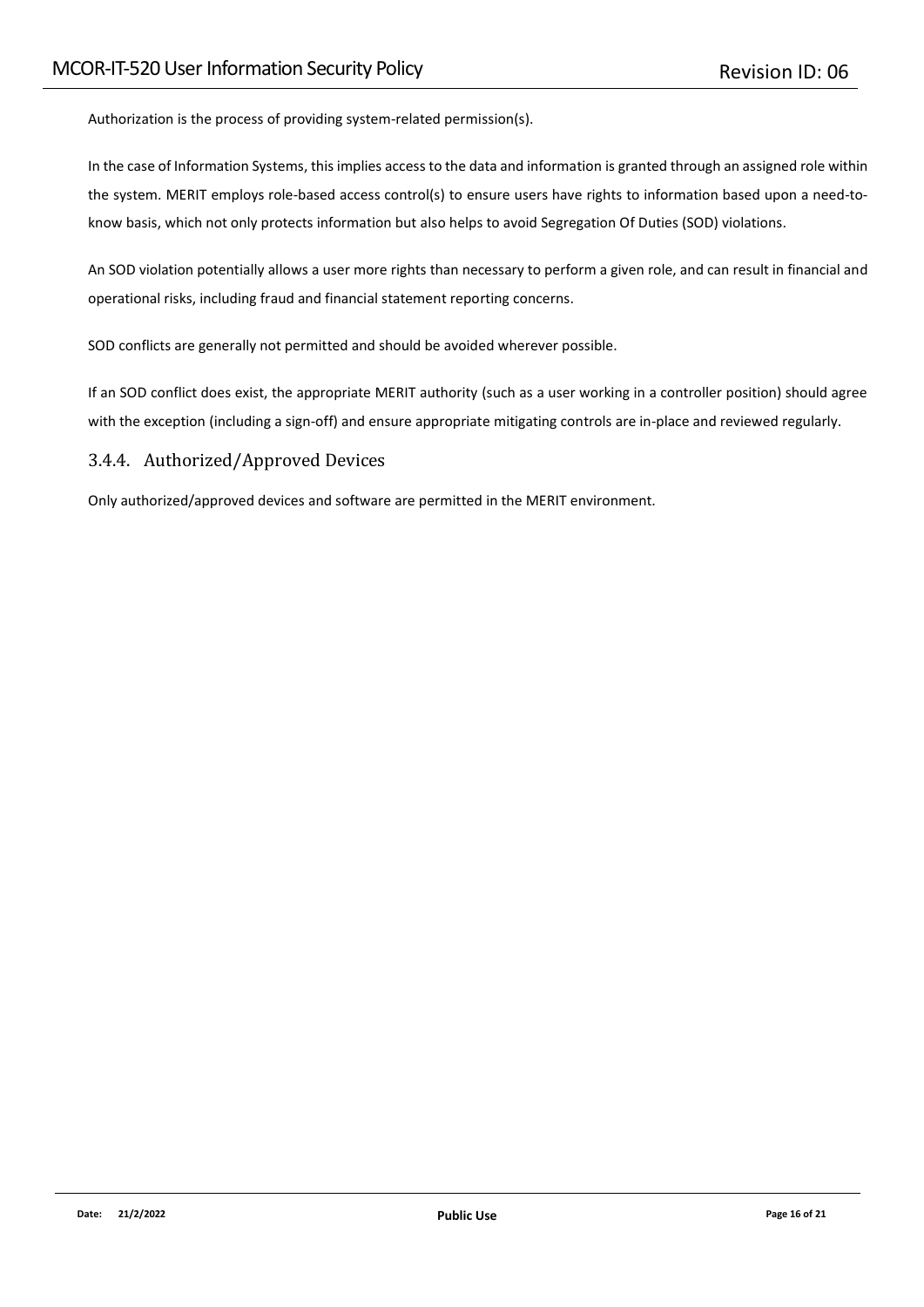Authorization is the process of providing system-related permission(s).

In the case of Information Systems, this implies access to the data and information is granted through an assigned role within the system. MERIT employs role-based access control(s) to ensure users have rights to information based upon a need-to-know basis, which not only protects information but also helps to avoid Segregation Of Duties (SOD) violations.

An SOD violation potentially allows a user more rights than necessary to perform a given role, and can result in financial and operational risks, including fraud and financial statement reporting concerns.

SOD conflicts are generally not permitted and should be avoided wherever possible.

If an SOD conflict does exist, the appropriate MERIT authority (such as a user working in a controller position) should agree with the exception (including a sign-off) and ensure appropriate mitigating controls are in-place and reviewed regularly.

### 3.4.4. Authorized/Approved Devices

Only authorized/approved devices and software are permitted in the MERIT environment.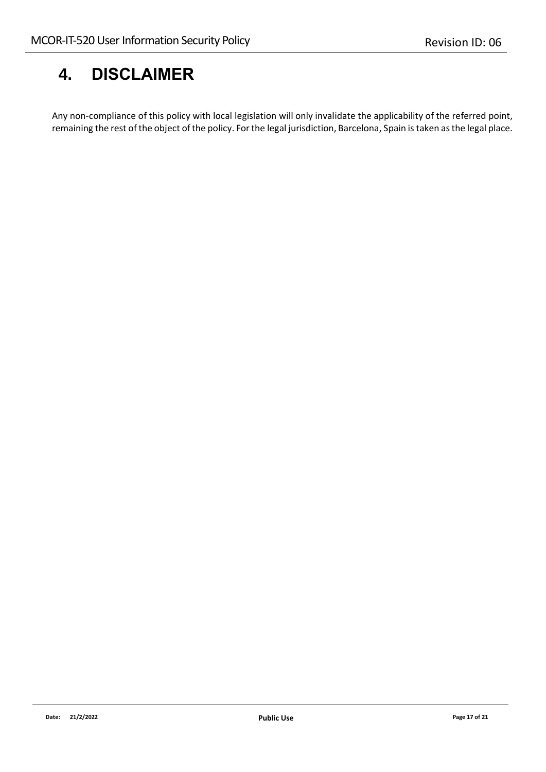# 4. DISCLAIMER

Any non-compliance of this policy with local legislation will only invalidate the applicability of the referred point, remaining the rest of the object of the policy. For the legal jurisdiction, Barcelona, Spain is taken as the legal place.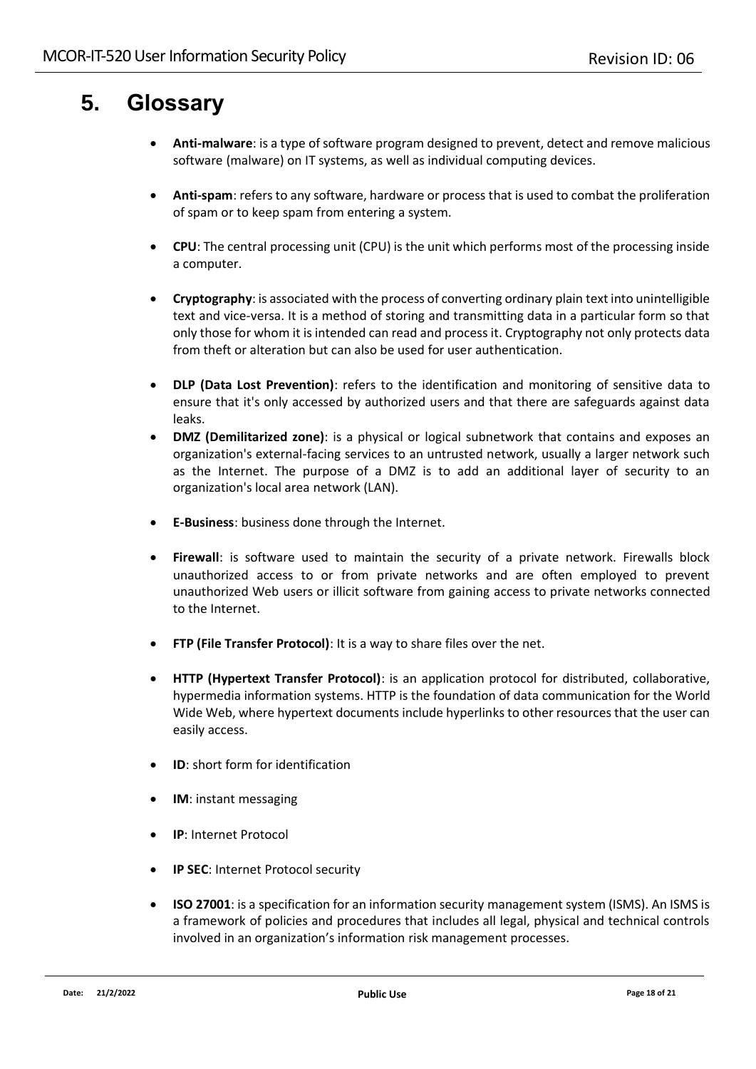# 5. Glossary

- **Anti-malware**: is a type of software program designed to prevent, detect and remove malicious software (malware) on IT systems, as well as individual computing devices.

- **Anti-spam**: refers to any software, hardware or process that is used to combat the proliferation of spam or to keep spam from entering a system.

- **CPU**: The central processing unit (CPU) is the unit which performs most of the processing inside a computer.

- **Cryptography**: is associated with the process of converting ordinary plain text into unintelligible text and vice-versa. It is a method of storing and transmitting data in a particular form so that only those for whom it is intended can read and process it. Cryptography not only protects data from theft or alteration but can also be used for user authentication.

- **DLP (Data Lost Prevention)**: refers to the identification and monitoring of sensitive data to ensure that it's only accessed by authorized users and that there are safeguards against data leaks.
- **DMZ (Demilitarized zone)**: is a physical or logical subnetwork that contains and exposes an organization's external-facing services to an untrusted network, usually a larger network such as the Internet. The purpose of a DMZ is to add an additional layer of security to an organization's local area network (LAN).

- **E-Business**: business done through the Internet.

- **Firewall**: is software used to maintain the security of a private network. Firewalls block unauthorized access to or from private networks and are often employed to prevent unauthorized Web users or illicit software from gaining access to private networks connected to the Internet.

- **FTP (File Transfer Protocol)**: It is a way to share files over the net.

- **HTTP (Hypertext Transfer Protocol)**: is an application protocol for distributed, collaborative, hypermedia information systems. HTTP is the foundation of data communication for the World Wide Web, where hypertext documents include hyperlinks to other resources that the user can easily access.

- **ID**: short form for identification

- **IM**: instant messaging

- **IP**: Internet Protocol

- **IP SEC**: Internet Protocol security

- **ISO 27001**: is a specification for an information security management system (ISMS). An ISMS is a framework of policies and procedures that includes all legal, physical and technical controls involved in an organization's information risk management processes.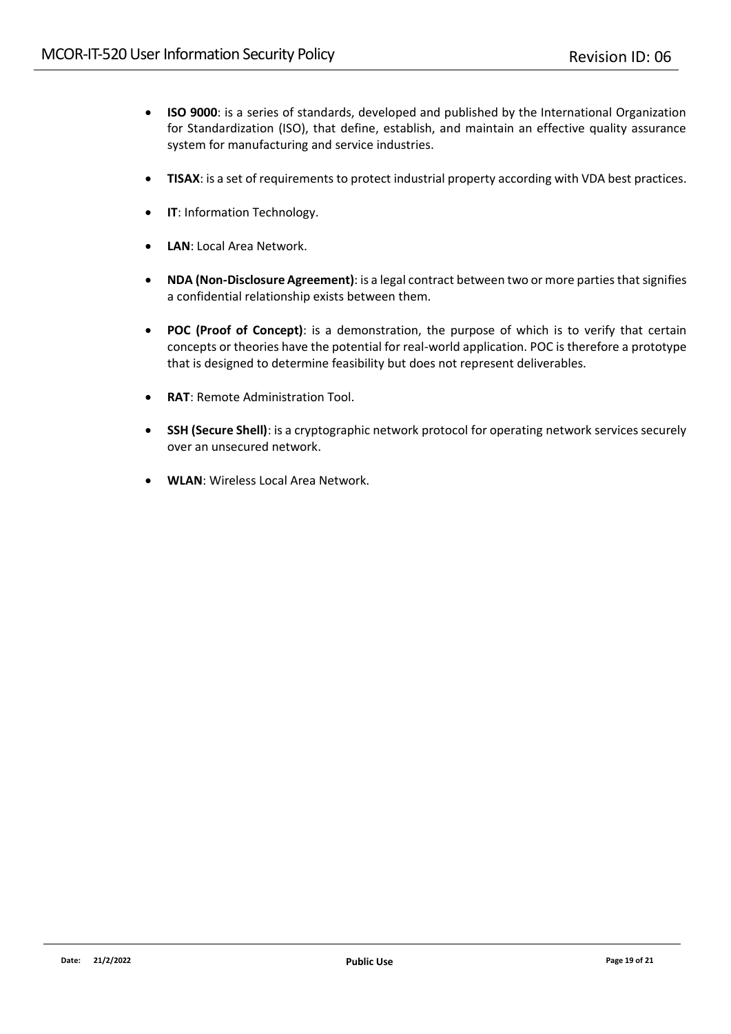- **ISO 9000**: is a series of standards, developed and published by the International Organization for Standardization (ISO), that define, establish, and maintain an effective quality assurance system for manufacturing and service industries.

- **TISAX**: is a set of requirements to protect industrial property according with VDA best practices.

- **IT**: Information Technology.

- **LAN**: Local Area Network.

- **NDA (Non-Disclosure Agreement)**: is a legal contract between two or more parties that signifies a confidential relationship exists between them.

- **POC (Proof of Concept)**: is a demonstration, the purpose of which is to verify that certain concepts or theories have the potential for real-world application. POC is therefore a prototype that is designed to determine feasibility but does not represent deliverables.

- **RAT**: Remote Administration Tool.

- **SSH (Secure Shell)**: is a cryptographic network protocol for operating network services securely over an unsecured network.

- **WLAN**: Wireless Local Area Network.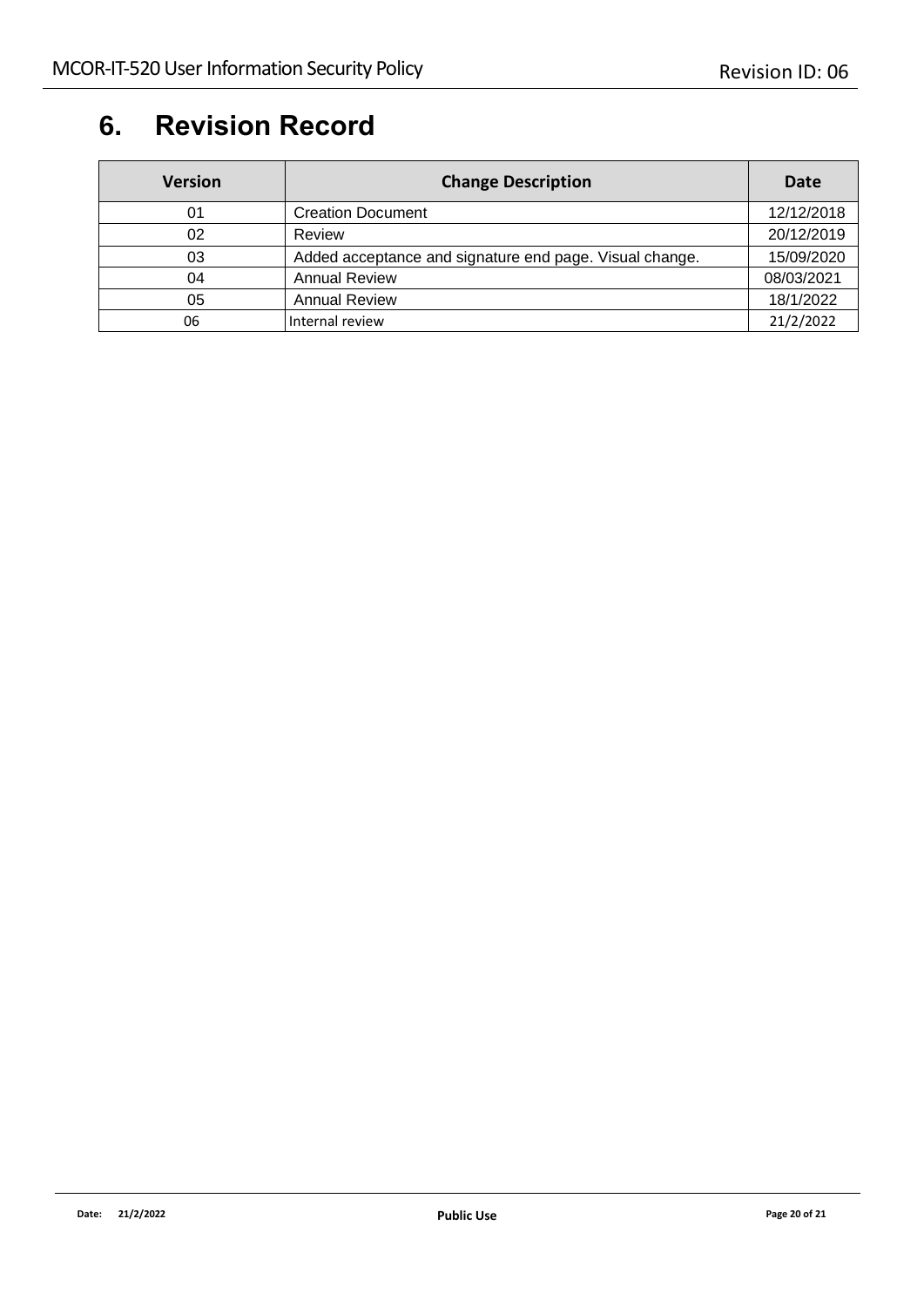# 6. Revision Record

| Version | Change Description | Date |
| --- | --- | --- |
| 01 | Creation Document | 12/12/2018 |
| 02 | Review | 20/12/2019 |
| 03 | Added acceptance and signature end page. Visual change. | 15/09/2020 |
| 04 | Annual Review | 08/03/2021 |
| 05 | Annual Review | 18/1/2022 |
| 06 | Internal review | 21/2/2022 |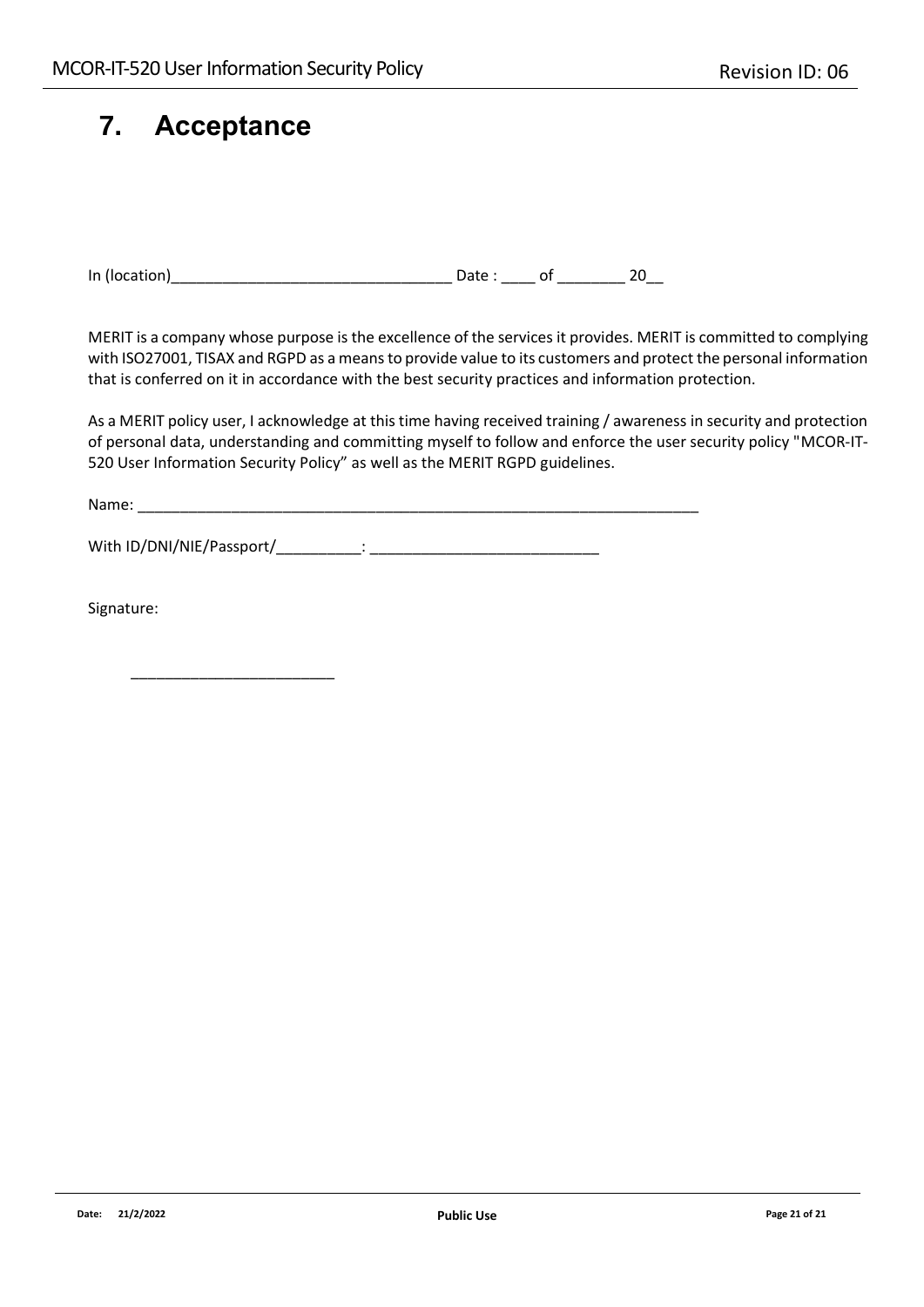# 7. Acceptance

In (location)________________________________ Date : ____ of ________ 20__

MERIT is a company whose purpose is the excellence of the services it provides. MERIT is committed to complying with ISO27001, TISAX and RGPD as a means to provide value to its customers and protect the personal information that is conferred on it in accordance with the best security practices and information protection.

As a MERIT policy user, I acknowledge at this time having received training / awareness in security and protection of personal data, understanding and committing myself to follow and enforce the user security policy "MCOR-IT-520 User Information Security Policy" as well as the MERIT RGPD guidelines.

Name: ____________________________________________________________________

With ID/DNI/NIE/Passport/__________: ___________________________

Signature:

________________________